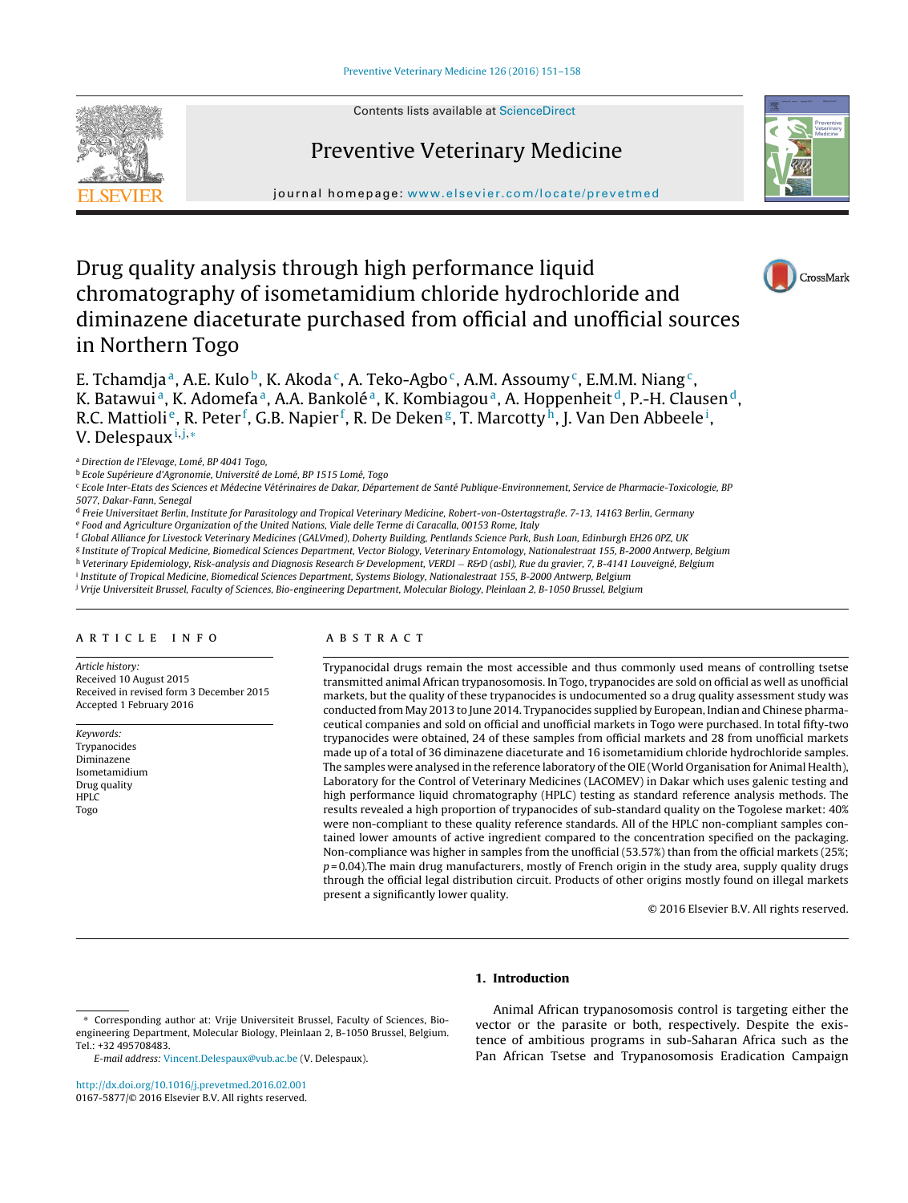# Drug quality analysis through high performance liquid chromatography of isometamidium chloride hydrochloride and diminazene diaceturate purchased from official and unofficial sources in Northern Togo

E. Tchamdja[a], A.E. Kulo[b], K. Akoda[c], A. Teko-Agbo[c], A.M. Assoumy[c], E.M.M. Niang[c], K. Batawui[a], K. Adomefa[a], A.A. Bankolé[a], K. Kombiagou[a], A. Hoppenheit[d], P.-H. Clausen[d], R.C. Mattioli[e], R. Peter[f], G.B. Napier[f], R. De Deken[g], T. Marcotty[h], J. Van Den Abbeele[i], V. Delespaux[i,j,*]

[a] Direction de l'Elevage, Lomé, BP 4041 Togo,
[b] Ecole Supérieure d'Agronomie, Université de Lomé, BP 1515 Lomé, Togo
[c] Ecole Inter-Etats des Sciences et Médecine Vétérinaires de Dakar, Département de Santé Publique-Environnement, Service de Pharmacie-Toxicologie, BP 5077, Dakar-Fann, Senegal
[d] Freie Universitaet Berlin, Institute for Parasitology and Tropical Veterinary Medicine, Robert-von-Ostertagstraβe. 7-13, 14163 Berlin, Germany
[e] Food and Agriculture Organization of the United Nations, Viale delle Terme di Caracalla, 00153 Rome, Italy
[f] Global Alliance for Livestock Veterinary Medicines (GALVmed), Doherty Building, Pentlands Science Park, Bush Loan, Edinburgh EH26 0PZ, UK
[g] Institute of Tropical Medicine, Biomedical Sciences Department, Vector Biology, Veterinary Entomology, Nationalestraat 155, B-2000 Antwerp, Belgium
[h] Veterinary Epidemiology, Risk-analysis and Diagnosis Research & Development, VERDI – R&D (asbl), Rue du gravier, 7, B-4141 Louveigné, Belgium
[i] Institute of Tropical Medicine, Biomedical Sciences Department, Systems Biology, Nationalestraat 155, B-2000 Antwerp, Belgium
[j] Vrije Universiteit Brussel, Faculty of Sciences, Bio-engineering Department, Molecular Biology, Pleinlaan 2, B-1050 Brussel, Belgium

## ARTICLE INFO

*Article history:*
Received 10 August 2015
Received in revised form 3 December 2015
Accepted 1 February 2016

*Keywords:*
Trypanocides
Diminazene
Isometamidium
Drug quality
HPLC
Togo

## ABSTRACT

Trypanocidal drugs remain the most accessible and thus commonly used means of controlling tsetse transmitted animal African trypanosomosis. In Togo, trypanocides are sold on official as well as unofficial markets, but the quality of these trypanocides is undocumented so a drug quality assessment study was conducted from May 2013 to June 2014. Trypanocides supplied by European, Indian and Chinese pharmaceutical companies and sold on official and unofficial markets in Togo were purchased. In total fifty-two trypanocides were obtained, 24 of these samples from official markets and 28 from unofficial markets made up of a total of 36 diminazene diaceturate and 16 isometamidium chloride hydrochloride samples. The samples were analysed in the reference laboratory of the OIE (World Organisation for Animal Health), Laboratory for the Control of Veterinary Medicines (LACOMEV) in Dakar which uses galenic testing and high performance liquid chromatography (HPLC) testing as standard reference analysis methods. The results revealed a high proportion of trypanocides of sub-standard quality on the Togolese market: 40% were non-compliant to these quality reference standards. All of the HPLC non-compliant samples contained lower amounts of active ingredient compared to the concentration specified on the packaging. Non-compliance was higher in samples from the unofficial (53.57%) than from the official markets (25%; $p = 0.04$).The main drug manufacturers, mostly of French origin in the study area, supply quality drugs through the official legal distribution circuit. Products of other origins mostly found on illegal markets present a significantly lower quality.

© 2016 Elsevier B.V. All rights reserved.

## 1. Introduction

Animal African trypanosomosis control is targeting either the vector or the parasite or both, respectively. Despite the existence of ambitious programs in sub-Saharan Africa such as the Pan African Tsetse and Trypanosomosis Eradication Campaign

---

* Corresponding author at: Vrije Universiteit Brussel, Faculty of Sciences, Bio-engineering Department, Molecular Biology, Pleinlaan 2, B-1050 Brussel, Belgium. Tel.: +32 495708483.

*E-mail address:* Vincent.Delespaux@vub.ac.be (V. Delespaux).

http://dx.doi.org/10.1016/j.prevetmed.2016.02.001
0167-5877/© 2016 Elsevier B.V. All rights reserved.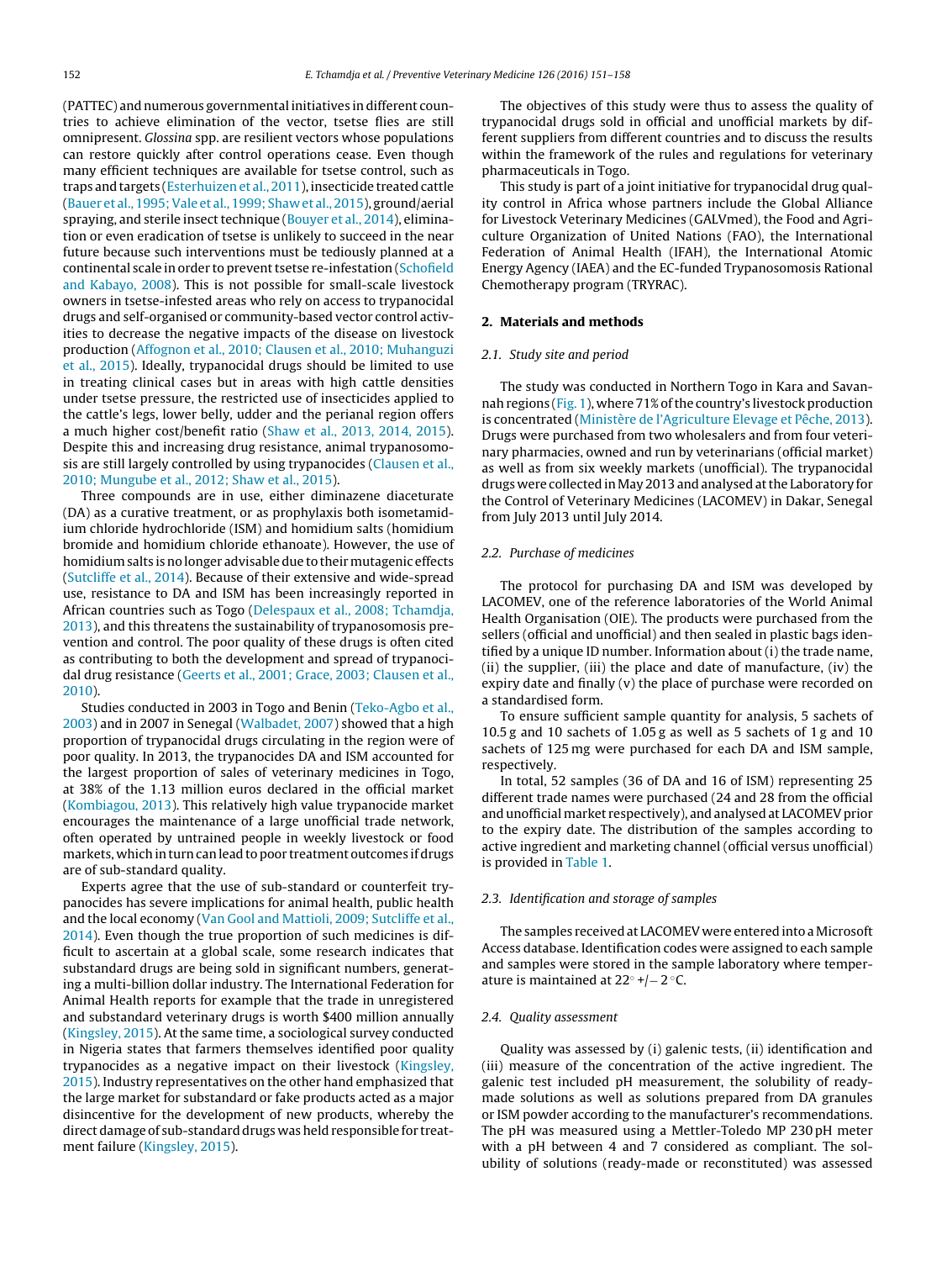(PATTEC) and numerous governmental initiatives in different countries to achieve elimination of the vector, tsetse flies are still omnipresent. *Glossina* spp. are resilient vectors whose populations can restore quickly after control operations cease. Even though many efficient techniques are available for tsetse control, such as traps and targets (Esterhuizen et al., 2011), insecticide treated cattle (Bauer et al., 1995; Vale et al., 1999; Shaw et al., 2015), ground/aerial spraying, and sterile insect technique (Bouyer et al., 2014), elimination or even eradication of tsetse is unlikely to succeed in the near future because such interventions must be tediously planned at a continental scale in order to prevent tsetse re-infestation (Schofield and Kabayo, 2008). This is not possible for small-scale livestock owners in tsetse-infested areas who rely on access to trypanocidal drugs and self-organised or community-based vector control activities to decrease the negative impacts of the disease on livestock production (Affognon et al., 2010; Clausen et al., 2010; Muhanguzi et al., 2015). Ideally, trypanocidal drugs should be limited to use in treating clinical cases but in areas with high cattle densities under tsetse pressure, the restricted use of insecticides applied to the cattle's legs, lower belly, udder and the perianal region offers a much higher cost/benefit ratio (Shaw et al., 2013, 2014, 2015). Despite this and increasing drug resistance, animal trypanosomosis are still largely controlled by using trypanocides (Clausen et al., 2010; Mungube et al., 2012; Shaw et al., 2015).

Three compounds are in use, either diminazene diaceturate (DA) as a curative treatment, or as prophylaxis both isometamidium chloride hydrochloride (ISM) and homidium salts (homidium bromide and homidium chloride ethanoate). However, the use of homidium salts is no longer advisable due to their mutagenic effects (Sutcliffe et al., 2014). Because of their extensive and wide-spread use, resistance to DA and ISM has been increasingly reported in African countries such as Togo (Delespaux et al., 2008; Tchamdja, 2013), and this threatens the sustainability of trypanosomosis prevention and control. The poor quality of these drugs is often cited as contributing to both the development and spread of trypanocidal drug resistance (Geerts et al., 2001; Grace, 2003; Clausen et al., 2010).

Studies conducted in 2003 in Togo and Benin (Teko-Agbo et al., 2003) and in 2007 in Senegal (Walbadet, 2007) showed that a high proportion of trypanocidal drugs circulating in the region were of poor quality. In 2013, the trypanocides DA and ISM accounted for the largest proportion of sales of veterinary medicines in Togo, at 38% of the 1.13 million euros declared in the official market (Kombiagou, 2013). This relatively high value trypanocide market encourages the maintenance of a large unofficial trade network, often operated by untrained people in weekly livestock or food markets, which in turn can lead to poor treatment outcomes if drugs are of sub-standard quality.

Experts agree that the use of sub-standard or counterfeit trypanocides has severe implications for animal health, public health and the local economy (Van Gool and Mattioli, 2009; Sutcliffe et al., 2014). Even though the true proportion of such medicines is difficult to ascertain at a global scale, some research indicates that substandard drugs are being sold in significant numbers, generating a multi-billion dollar industry. The International Federation for Animal Health reports for example that the trade in unregistered and substandard veterinary drugs is worth $400 million annually (Kingsley, 2015). At the same time, a sociological survey conducted in Nigeria states that farmers themselves identified poor quality trypanocides as a negative impact on their livestock (Kingsley, 2015). Industry representatives on the other hand emphasized that the large market for substandard or fake products acted as a major disincentive for the development of new products, whereby the direct damage of sub-standard drugs was held responsible for treatment failure (Kingsley, 2015).

The objectives of this study were thus to assess the quality of trypanocidal drugs sold in official and unofficial markets by different suppliers from different countries and to discuss the results within the framework of the rules and regulations for veterinary pharmaceuticals in Togo.

This study is part of a joint initiative for trypanocidal drug quality control in Africa whose partners include the Global Alliance for Livestock Veterinary Medicines (GALVmed), the Food and Agriculture Organization of United Nations (FAO), the International Federation of Animal Health (IFAH), the International Atomic Energy Agency (IAEA) and the EC-funded Trypanosomosis Rational Chemotherapy program (TRYRAC).

## 2. Materials and methods

### 2.1. Study site and period

The study was conducted in Northern Togo in Kara and Savannah regions (Fig. 1), where 71% of the country's livestock production is concentrated (Ministère de l'Agriculture Elevage et Pêche, 2013). Drugs were purchased from two wholesalers and from four veterinary pharmacies, owned and run by veterinarians (official market) as well as from six weekly markets (unofficial). The trypanocidal drugs were collected in May 2013 and analysed at the Laboratory for the Control of Veterinary Medicines (LACOMEV) in Dakar, Senegal from July 2013 until July 2014.

### 2.2. Purchase of medicines

The protocol for purchasing DA and ISM was developed by LACOMEV, one of the reference laboratories of the World Animal Health Organisation (OIE). The products were purchased from the sellers (official and unofficial) and then sealed in plastic bags identified by a unique ID number. Information about (i) the trade name, (ii) the supplier, (iii) the place and date of manufacture, (iv) the expiry date and finally (v) the place of purchase were recorded on a standardised form.

To ensure sufficient sample quantity for analysis, 5 sachets of 10.5 g and 10 sachets of 1.05 g as well as 5 sachets of 1 g and 10 sachets of 125 mg were purchased for each DA and ISM sample, respectively.

In total, 52 samples (36 of DA and 16 of ISM) representing 25 different trade names were purchased (24 and 28 from the official and unofficial market respectively), and analysed at LACOMEV prior to the expiry date. The distribution of the samples according to active ingredient and marketing channel (official versus unofficial) is provided in Table 1.

### 2.3. Identification and storage of samples

The samples received at LACOMEV were entered into a Microsoft Access database. Identification codes were assigned to each sample and samples were stored in the sample laboratory where temperature is maintained at 22° +/− 2 °C.

### 2.4. Quality assessment

Quality was assessed by (i) galenic tests, (ii) identification and (iii) measure of the concentration of the active ingredient. The galenic test included pH measurement, the solubility of ready-made solutions as well as solutions prepared from DA granules or ISM powder according to the manufacturer's recommendations. The pH was measured using a Mettler-Toledo MP 230 pH meter with a pH between 4 and 7 considered as compliant. The solubility of solutions (ready-made or reconstituted) was assessed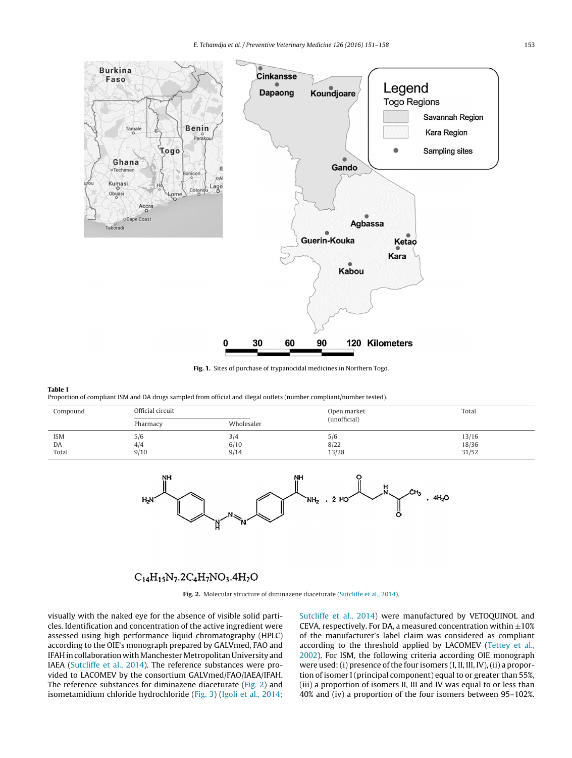Fig. 1. Sites of purchase of trypanocidal medicines in Northern Togo.

**Table 1**
Proportion of compliant ISM and DA drugs sampled from official and illegal outlets (number compliant/number tested).

| Compound | Official circuit | | Open market (unofficial) | Total |
|---|---|---|---|---|
| | Pharmacy | Wholesaler | | |
| ISM | 5/6 | 3/4 | 5/6 | 13/16 |
| DA | 4/4 | 6/10 | 8/22 | 18/36 |
| Total | 9/10 | 9/14 | 13/28 | 31/52 |

$C_{14}H_{15}N_7.2C_4H_7NO_3.4H_2O$

Fig. 2. Molecular structure of diminazene diaceturate (Sutcliffe et al., 2014).

visually with the naked eye for the absence of visible solid particles. Identification and concentration of the active ingredient were assessed using high performance liquid chromatography (HPLC) according to the OIE's monograph prepared by GALVmed, FAO and IFAH in collaboration with Manchester Metropolitan University and IAEA (Sutcliffe et al., 2014). The reference substances were provided to LACOMEV by the consortium GALVmed/FAO/IAEA/IFAH. The reference substances for diminazene diaceturate (Fig. 2) and isometamidium chloride hydrochloride (Fig. 3) (Igoli et al., 2014; Sutcliffe et al., 2014) were manufactured by VETOQUINOL and CEVA, respectively. For DA, a measured concentration within ±10% of the manufacturer's label claim was considered as compliant according to the threshold applied by LACOMEV (Tettey et al., 2002). For ISM, the following criteria according OIE monograph were used: (i) presence of the four isomers (I, II, III, IV), (ii) a proportion of isomer I (principal component) equal to or greater than 55%, (iii) a proportion of isomers II, III and IV was equal to or less than 40% and (iv) a proportion of the four isomers between 95–102%.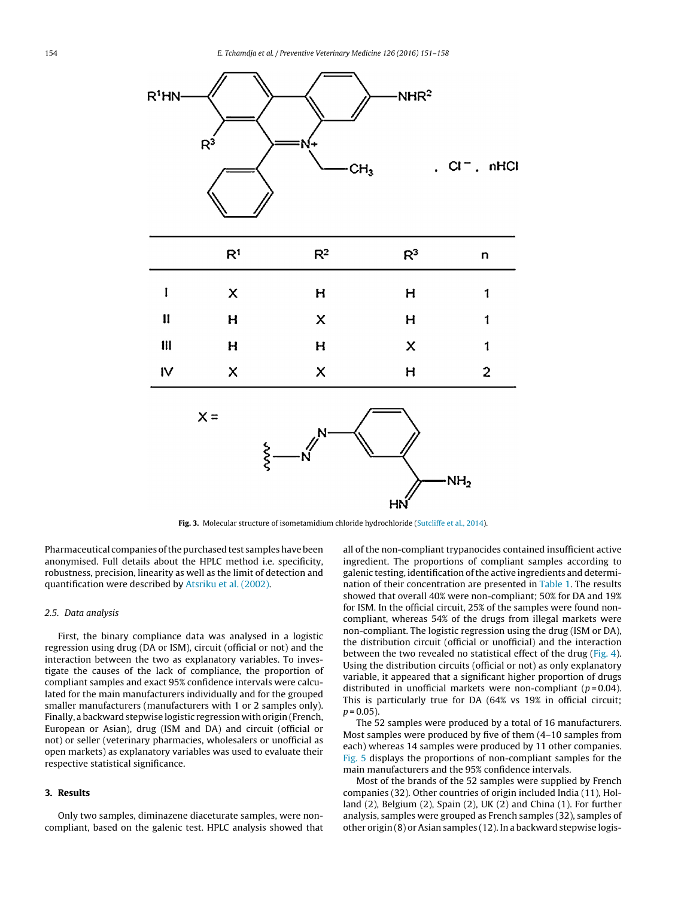| | $R^1$ | $R^2$ | $R^3$ | n |
|---|---|---|---|---|
| I | X | H | H | 1 |
| II | H | X | H | 1 |
| III | H | H | X | 1 |
| IV | X | X | H | 2 |

**Fig. 3.** Molecular structure of isometamidium chloride hydrochloride (Sutcliffe et al., 2014).

Pharmaceutical companies of the purchased test samples have been anonymised. Full details about the HPLC method i.e. specificity, robustness, precision, linearity as well as the limit of detection and quantification were described by Atsriku et al. (2002).

### 2.5. Data analysis

First, the binary compliance data was analysed in a logistic regression using drug (DA or ISM), circuit (official or not) and the interaction between the two as explanatory variables. To investigate the causes of the lack of compliance, the proportion of compliant samples and exact 95% confidence intervals were calculated for the main manufacturers individually and for the grouped smaller manufacturers (manufacturers with 1 or 2 samples only). Finally, a backward stepwise logistic regression with origin (French, European or Asian), drug (ISM and DA) and circuit (official or not) or seller (veterinary pharmacies, wholesalers or unofficial as open markets) as explanatory variables was used to evaluate their respective statistical significance.

## 3. Results

Only two samples, diminazene diaceturate samples, were non-compliant, based on the galenic test. HPLC analysis showed that all of the non-compliant trypanocides contained insufficient active ingredient. The proportions of compliant samples according to galenic testing, identification of the active ingredients and determination of their concentration are presented in Table 1. The results showed that overall 40% were non-compliant; 50% for DA and 19% for ISM. In the official circuit, 25% of the samples were found non-compliant, whereas 54% of the drugs from illegal markets were non-compliant. The logistic regression using the drug (ISM or DA), the distribution circuit (official or unofficial) and the interaction between the two revealed no statistical effect of the drug (Fig. 4). Using the distribution circuits (official or not) as only explanatory variable, it appeared that a significant higher proportion of drugs distributed in unofficial markets were non-compliant ($p = 0.04$). This is particularly true for DA (64% vs 19% in official circuit; $p = 0.05$).

The 52 samples were produced by a total of 16 manufacturers. Most samples were produced by five of them (4–10 samples from each) whereas 14 samples were produced by 11 other companies. Fig. 5 displays the proportions of non-compliant samples for the main manufacturers and the 95% confidence intervals.

Most of the brands of the 52 samples were supplied by French companies (32). Other countries of origin included India (11), Holland (2), Belgium (2), Spain (2), UK (2) and China (1). For further analysis, samples were grouped as French samples (32), samples of other origin (8) or Asian samples (12). In a backward stepwise logis-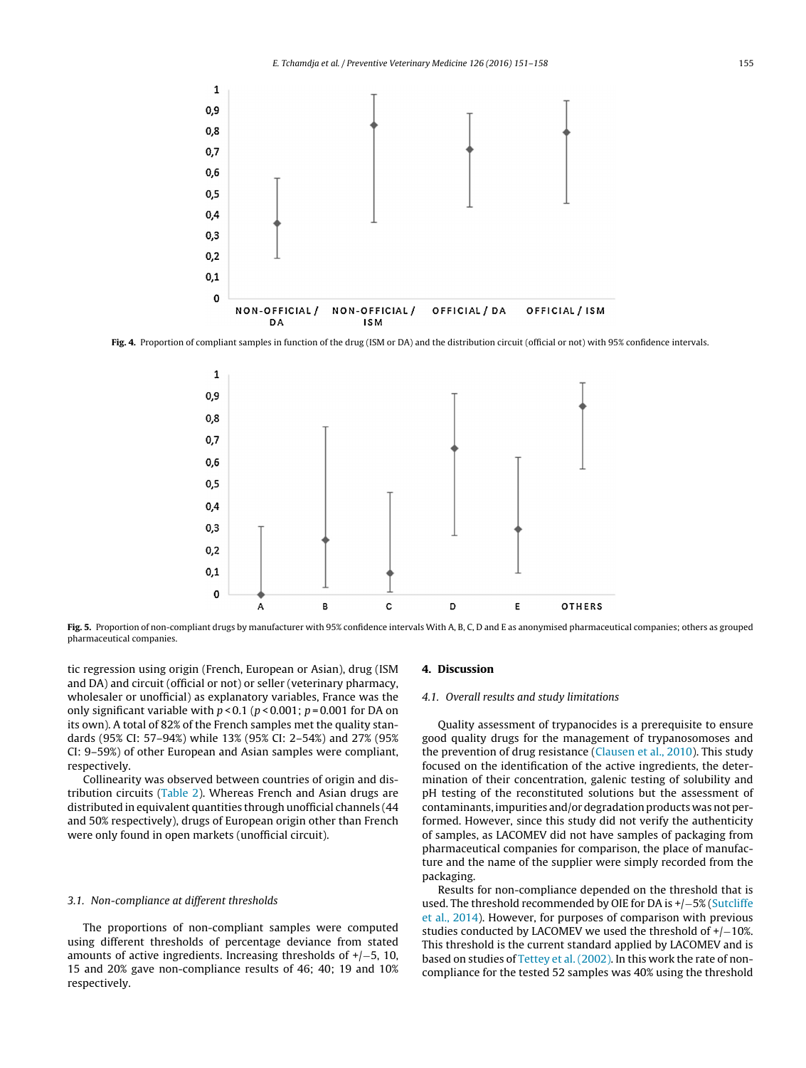Fig. 4. Proportion of compliant samples in function of the drug (ISM or DA) and the distribution circuit (official or not) with 95% confidence intervals.

Fig. 5. Proportion of non-compliant drugs by manufacturer with 95% confidence intervals With A, B, C, D and E as anonymised pharmaceutical companies; others as grouped pharmaceutical companies.

tic regression using origin (French, European or Asian), drug (ISM and DA) and circuit (official or not) or seller (veterinary pharmacy, wholesaler or unofficial) as explanatory variables, France was the only significant variable with $p < 0.1$ ($p < 0.001$; $p = 0.001$ for DA on its own). A total of 82% of the French samples met the quality standards (95% CI: 57–94%) while 13% (95% CI: 2–54%) and 27% (95% CI: 9–59%) of other European and Asian samples were compliant, respectively.

Collinearity was observed between countries of origin and distribution circuits (Table 2). Whereas French and Asian drugs are distributed in equivalent quantities through unofficial channels (44 and 50% respectively), drugs of European origin other than French were only found in open markets (unofficial circuit).

### 3.1. Non-compliance at different thresholds

The proportions of non-compliant samples were computed using different thresholds of percentage deviance from stated amounts of active ingredients. Increasing thresholds of +/−5, 10, 15 and 20% gave non-compliance results of 46; 40; 19 and 10% respectively.

## 4. Discussion

### 4.1. Overall results and study limitations

Quality assessment of trypanocides is a prerequisite to ensure good quality drugs for the management of trypanosomoses and the prevention of drug resistance (Clausen et al., 2010). This study focused on the identification of the active ingredients, the determination of their concentration, galenic testing of solubility and pH testing of the reconstituted solutions but the assessment of contaminants, impurities and/or degradation products was not performed. However, since this study did not verify the authenticity of samples, as LACOMEV did not have samples of packaging from pharmaceutical companies for comparison, the place of manufacture and the name of the supplier were simply recorded from the packaging.

Results for non-compliance depended on the threshold that is used. The threshold recommended by OIE for DA is +/−5% (Sutcliffe et al., 2014). However, for purposes of comparison with previous studies conducted by LACOMEV we used the threshold of +/−10%. This threshold is the current standard applied by LACOMEV and is based on studies of Tettey et al. (2002). In this work the rate of non-compliance for the tested 52 samples was 40% using the threshold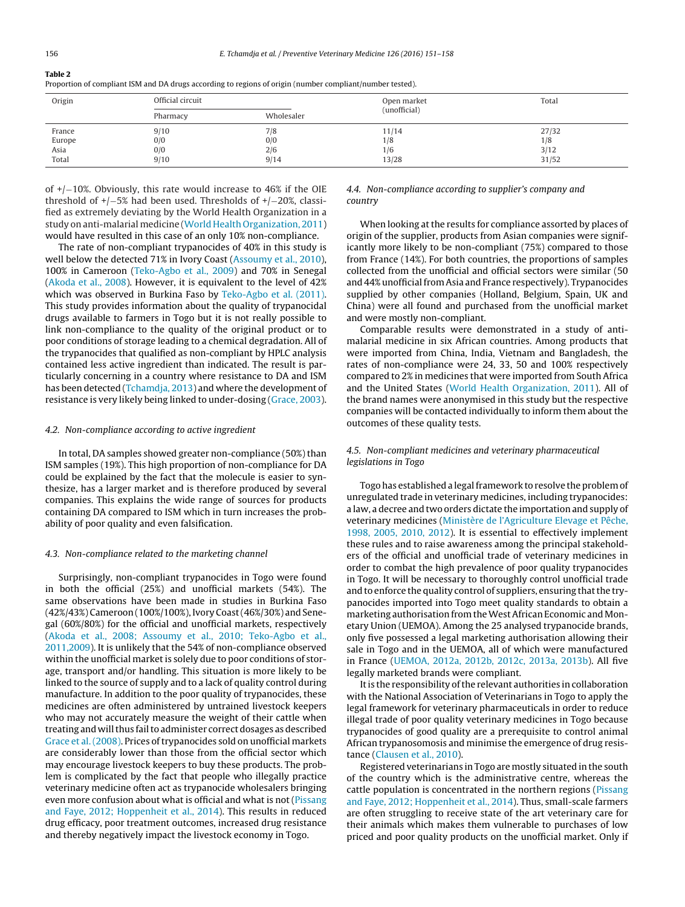**Table 2**
Proportion of compliant ISM and DA drugs according to regions of origin (number compliant/number tested).

| Origin | Official circuit | | Open market (unofficial) | Total |
|---|---|---|---|---|
| | Pharmacy | Wholesaler | | |
| France | 9/10 | 7/8 | 11/14 | 27/32 |
| Europe | 0/0 | 0/0 | 1/8 | 1/8 |
| Asia | 0/0 | 2/6 | 1/6 | 3/12 |
| Total | 9/10 | 9/14 | 13/28 | 31/52 |

of +/−10%. Obviously, this rate would increase to 46% if the OIE threshold of +/−5% had been used. Thresholds of +/−20%, classified as extremely deviating by the World Health Organization in a study on anti-malarial medicine (World Health Organization, 2011) would have resulted in this case of an only 10% non-compliance.

The rate of non-compliant trypanocides of 40% in this study is well below the detected 71% in Ivory Coast (Assoumy et al., 2010), 100% in Cameroon (Teko-Agbo et al., 2009) and 70% in Senegal (Akoda et al., 2008). However, it is equivalent to the level of 42% which was observed in Burkina Faso by Teko-Agbo et al. (2011). This study provides information about the quality of trypanocidal drugs available to farmers in Togo but it is not really possible to link non-compliance to the quality of the original product or to poor conditions of storage leading to a chemical degradation. All of the trypanocides that qualified as non-compliant by HPLC analysis contained less active ingredient than indicated. The result is particularly concerning in a country where resistance to DA and ISM has been detected (Tchamdja, 2013) and where the development of resistance is very likely being linked to under-dosing (Grace, 2003).

### 4.2. Non-compliance according to active ingredient

In total, DA samples showed greater non-compliance (50%) than ISM samples (19%). This high proportion of non-compliance for DA could be explained by the fact that the molecule is easier to synthesize, has a larger market and is therefore produced by several companies. This explains the wide range of sources for products containing DA compared to ISM which in turn increases the probability of poor quality and even falsification.

### 4.3. Non-compliance related to the marketing channel

Surprisingly, non-compliant trypanocides in Togo were found in both the official (25%) and unofficial markets (54%). The same observations have been made in studies in Burkina Faso (42%/43%) Cameroon (100%/100%), Ivory Coast (46%/30%) and Senegal (60%/80%) for the official and unofficial markets, respectively (Akoda et al., 2008; Assoumy et al., 2010; Teko-Agbo et al., 2011,2009). It is unlikely that the 54% of non-compliance observed within the unofficial market is solely due to poor conditions of storage, transport and/or handling. This situation is more likely to be linked to the source of supply and to a lack of quality control during manufacture. In addition to the poor quality of trypanocides, these medicines are often administered by untrained livestock keepers who may not accurately measure the weight of their cattle when treating and will thus fail to administer correct dosages as described Grace et al. (2008). Prices of trypanocides sold on unofficial markets are considerably lower than those from the official sector which may encourage livestock keepers to buy these products. The problem is complicated by the fact that people who illegally practice veterinary medicine often act as trypanocide wholesalers bringing even more confusion about what is official and what is not (Pissang and Faye, 2012; Hoppenheit et al., 2014). This results in reduced drug efficacy, poor treatment outcomes, increased drug resistance and thereby negatively impact the livestock economy in Togo.

### 4.4. Non-compliance according to supplier's company and country

When looking at the results for compliance assorted by places of origin of the supplier, products from Asian companies were significantly more likely to be non-compliant (75%) compared to those from France (14%). For both countries, the proportions of samples collected from the unofficial and official sectors were similar (50 and 44% unofficial from Asia and France respectively). Trypanocides supplied by other companies (Holland, Belgium, Spain, UK and China) were all found and purchased from the unofficial market and were mostly non-compliant.

Comparable results were demonstrated in a study of anti-malarial medicine in six African countries. Among products that were imported from China, India, Vietnam and Bangladesh, the rates of non-compliance were 24, 33, 50 and 100% respectively compared to 2% in medicines that were imported from South Africa and the United States (World Health Organization, 2011). All of the brand names were anonymised in this study but the respective companies will be contacted individually to inform them about the outcomes of these quality tests.

### 4.5. Non-compliant medicines and veterinary pharmaceutical legislations in Togo

Togo has established a legal framework to resolve the problem of unregulated trade in veterinary medicines, including trypanocides: a law, a decree and two orders dictate the importation and supply of veterinary medicines (Ministère de l'Agriculture Elevage et Pêche, 1998, 2005, 2010, 2012). It is essential to effectively implement these rules and to raise awareness among the principal stakeholders of the official and unofficial trade of veterinary medicines in order to combat the high prevalence of poor quality trypanocides in Togo. It will be necessary to thoroughly control unofficial trade and to enforce the quality control of suppliers, ensuring that the trypanocides imported into Togo meet quality standards to obtain a marketing authorisation from the West African Economic and Monetary Union (UEMOA). Among the 25 analysed trypanocide brands, only five possessed a legal marketing authorisation allowing their sale in Togo and in the UEMOA, all of which were manufactured in France (UEMOA, 2012a, 2012b, 2012c, 2013a, 2013b). All five legally marketed brands were compliant.

It is the responsibility of the relevant authorities in collaboration with the National Association of Veterinarians in Togo to apply the legal framework for veterinary pharmaceuticals in order to reduce illegal trade of poor quality veterinary medicines in Togo because trypanocides of good quality are a prerequisite to control animal African trypanosomosis and minimise the emergence of drug resistance (Clausen et al., 2010).

Registered veterinarians in Togo are mostly situated in the south of the country which is the administrative centre, whereas the cattle population is concentrated in the northern regions (Pissang and Faye, 2012; Hoppenheit et al., 2014). Thus, small-scale farmers are often struggling to receive state of the art veterinary care for their animals which makes them vulnerable to purchases of low priced and poor quality products on the unofficial market. Only if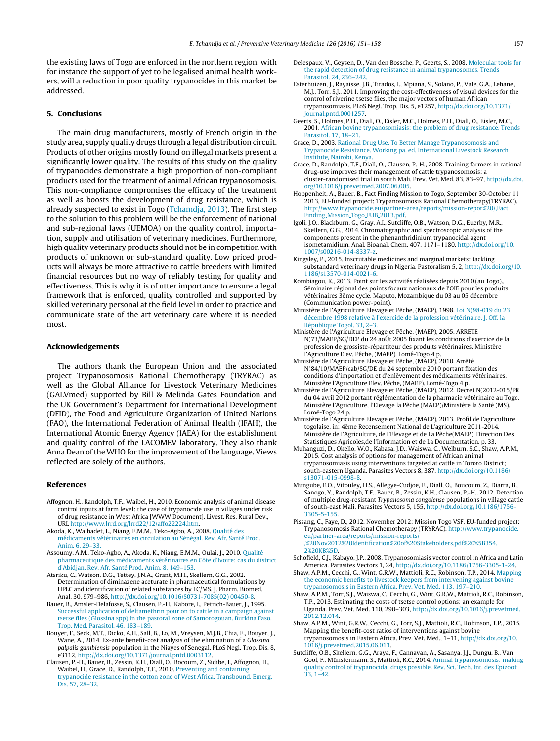the existing laws of Togo are enforced in the northern region, with for instance the support of yet to be legalised animal health workers, will a reduction in poor quality trypanocides in this market be addressed.

## 5. Conclusions

The main drug manufacturers, mostly of French origin in the study area, supply quality drugs through a legal distribution circuit. Products of other origins mostly found on illegal markets present a significantly lower quality. The results of this study on the quality of trypanocides demonstrate a high proportion of non-compliant products used for the treatment of animal African trypanosomosis. This non-compliance compromises the efficacy of the treatment as well as boosts the development of drug resistance, which is already suspected to exist in Togo (Tchamdja, 2013). The first step to the solution to this problem will be the enforcement of national and sub-regional laws (UEMOA) on the quality control, importation, supply and utilisation of veterinary medicines. Furthermore, high quality veterinary products should not be in competition with products of unknown or sub-standard quality. Low priced products will always be more attractive to cattle breeders with limited financial resources but no way of reliably testing for quality and effectiveness. This is why it is of utter importance to ensure a legal framework that is enforced, quality controlled and supported by skilled veterinary personal at the field level in order to practice and communicate state of the art veterinary care where it is needed most.

## Acknowledgements

The authors thank the European Union and the associated project Trypanosomosis Rational Chemotherapy (TRYRAC) as well as the Global Alliance for Livestock Veterinary Medicines (GALVmed) supported by Bill & Melinda Gates Foundation and the UK Government's Department for International Development (DFID), the Food and Agriculture Organization of United Nations (FAO), the International Federation of Animal Health (IFAH), the International Atomic Energy Agency (IAEA) for the establishment and quality control of the LACOMEV laboratory. They also thank Anna Dean of the WHO for the improvement of the language. Views reflected are solely of the authors.

## References

Affognon, H., Randolph, T.F., Waibel, H., 2010. Economic analysis of animal disease control inputs at farm level: the case of trypanocide use in villages under risk of drug resistance in West Africa [WWW Document]. Livest. Res. Rural Dev., URL http://www.lrrd.org/lrrd22/12/affo22224.htm.

Akoda, K., Walbadet, L., Niang, E.M.M., Teko-Agbo, A., 2008. Qualité des médicaments vétérinaires en circulation au Sénégal. Rev. Afr. Santé Prod. Anim. 6, 29–33.

Assoumy, A.M., Teko-Agbo, A., Akoda, K., Niang, E.M.M., Oulai, J., 2010. Qualité pharmaceutique des médicaments vétérinaires en Côte d'Ivoire: cas du district d'Abidjan. Rev. Afr. Santé Prod. Anim. 8, 149–153.

Atsriku, C., Watson, D.G., Tettey, J.N.A., Grant, M.H., Skellern, G.G., 2002. Determination of diminazene aceturate in pharmaceutical formulations by HPLC and identification of related substances by LC/MS. J. Pharm. Biomed. Anal. 30, 979–986, http://dx.doi.org/10.1016/S0731-7085(02) 00450-8.

Bauer, B., Amsler-Delafosse, S., Clausen, P.-H., Kabore, I., Petrich-Bauer, J., 1995. Successful application of deltamethrin pour on to cattle in a campaign against tsetse flies (Glossina spp) in the pastoral zone of Samorogouan. Burkina Faso. Trop. Med. Parasitol. 46, 183–189.

Bouyer, F., Seck, M.T., Dicko, A.H., Sall, B., Lo, M., Vreysen, M.J.B., Chia, E., Bouyer, J., Wane, A., 2014. Ex-ante benefit-cost analysis of the elimination of a *Glossina palpalis gambiensis* population in the Niayes of Senegal. PLoS Negl. Trop. Dis. 8, e3112, http://dx.doi.org/10.1371/journal.pntd.0003112.

Clausen, P.-H., Bauer, B., Zessin, K.H., Diall, O., Bocoum, Z., Sidibe, I., Affognon, H., Waibel, H., Grace, D., Randolph, T.F., 2010. Preventing and containing trypanocide resistance in the cotton zone of West Africa. Transbound. Emerg. Dis. 57, 28–32.

Delespaux, V., Geysen, D., Van den Bossche, P., Geerts, S., 2008. Molecular tools for the rapid detection of drug resistance in animal trypanosomes. Trends Parasitol. 24, 236–242.

Esterhuizen, J., Rayaisse, J.B., Tirados, I., Mpiana, S., Solano, P., Vale, G.A., Lehane, M.J., Torr, S.J., 2011. Improving the cost-effectiveness of visual devices for the control of riverine tsetse flies, the major vectors of human African trypanosomiasis. PLoS Negl. Trop. Dis. 5, e1257, http://dx.doi.org/10.1371/journal.pntd.0001257.

Geerts, S., Holmes, P.H., Diall, O., Eisler, M.C., Holmes, P.H., Diall, O., Eisler, M.C., 2001. African bovine trypanosomiasis: the problem of drug resistance. Trends Parasitol. 17, 18–21.

Grace, D., 2003. Rational Drug Use. To Better Manage Trypanosomosis and Trypanocide Resistance. Working pa. ed. International Livestock Research Institute, Nairobi, Kenya.

Grace, D., Randolph, T.F., Diall, O., Clausen, P.-H., 2008. Training farmers in rational drug-use improves their management of cattle trypanosomosis: a cluster-randomised trial in south Mali. Prev. Vet. Med. 83, 83–97, http://dx.doi.org/10.1016/j.prevetmed.2007.06.005.

Hoppenheit, A., Bauer, B., Fact Finding Mission to Togo, September 30-October 11 2013, EU-funded project: Trypanosomosis Rational Chemotherapy(TRYRAC). http://www.trypanocide.eu/partner-area/reports/mission-repor%20/Fact_Finding_Mission_Togo_FUB_2013.pdf.

Igoli, J.O., Blackburn, G., Gray, A.I., Sutcliffe, O.B., Watson, D.G., Euerby, M.R., Skellern, G.G., 2014. Chromatographic and spectroscopic analysis of the components present in the phenanthridinium trypanocidal agent isometamidium. Anal. Bioanal. Chem. 407, 1171–1180, http://dx.doi.org/10.1007/s00216-014-8337-z.

Kingsley, P., 2015. Inscrutable medicines and marginal markets: tackling substandard veterinary drugs in Nigeria. Pastoralism 5, 2, http://dx.doi.org/10.1186/s13570-014-0021-6.

Kombiagou, K., 2013. Point sur les activités réalisées depuis 2010 (au Togo)., Séminaire régional des points focaux nationaux de l'OIE pour les produits vétérinaires 3ème cycle. Maputo, Mozambique du 03 au 05 décembre (Communication power-point).

Ministère de l'Agriculture Elevage et Pêche, (MAEP), 1998. Loi N(98-019 du 23 décembre 1998 relative à l'exercice de la profession vétérinaire. J. Off. la République Togol. 33, 2–3.

Ministère de l'Agriculture Elevage et Pêche, (MAEP), 2005. ARRETE N(73/MAEP/SG/DEP du 24 aoÛt 2005 fixant les conditions d'exercice de la profession de grossiste-répartiteur des produits vétérinaires. Ministère l'Agriculture Elev. Pêche, (MAEP). Lomé-Togo 4 p.

Ministère de l'Agriculture Elevage et Pêche, (MAEP), 2010. Arrêté N(84/10/MAEP/cab/SG/DE du 24 septembre 2010 portant fixation des conditions d'importation et d'enlèvement des médicaments vétérinaires. Ministère l'Agriculture Elev. Pêche, (MAEP). Lomé-Togo 4 p.

Ministère de l'Agriculture Elevage et Pêche, (MAEP), 2012. Decret N(2012-015/PR du 04 avril 2012 portant réglementation de la pharmacie vétérinaire au Togo. Ministère l'Agriculture, l'Elevage la Pêche (MAEP)/Ministère la Santé (MS). Lomé-Togo 24 p.

Ministère de l'Agriculture Elevage et Pêche, (MAEP), 2013. Profil de l'agriculture togolaise, in: 4ème Recensement National de L'agriculture 2011-2014. Ministère de l'Agriculture, de l'Elevage et de La Pêche(MAEP). Direction Des Statistiques Agricoles,de l'Information et de La Documentation. p. 33.

Muhanguzi, D., Okello, W.O., Kabasa, J.D., Waiswa, C., Welburn, S.C., Shaw, A.P.M., 2015. Cost analysis of options for management of African animal trypanosomiasis using interventions targeted at cattle in Tororo District; south-eastern Uganda. Parasites Vectors 8, 387, http://dx.doi.org/10.1186/s13071-015-0998-8.

Mungube, E.O., Vitouley, H.S., Allegye-Cudjoe, E., Diall, O., Boucoum, Z., Diarra, B., Sanogo, Y., Randolph, T.F., Bauer, B., Zessin, K.H., Clausen, P.-H., 2012. Detection of multiple drug-resistant *Trypanosoma congolense* populations in village cattle of south-east Mali. Parasites Vectors 5, 155, http://dx.doi.org/10.1186/1756-3305-5-155.

Pissang, C., Faye, D., 2012. November 2012: Mission Togo VSF, EU-funded project: Trypanosomosis Rational Chemotherapy (TRYRAC). http://www.trypanocide.eu/partner-area/reports/mission-reports/,%20Nov2012%20Identification%20of%20Stakeholders.pdf%20%5B354.2%20KB%5D.

Schofield, C.J., Kabayo, J.P., 2008. Trypanosomiasis vector control in Africa and Latin America. Parasites Vectors 1, 24, http://dx.doi.org/10.1186/1756-3305-1-24.

Shaw, A.P.M., Cecchi, G., Wint, G.R.W., Mattioli, R.C., Robinson, T.P., 2014. Mapping the economic benefits to livestock keepers from intervening against bovine trypanosomosis in Eastern Africa. Prev. Vet. Med. 113, 197–210.

Shaw, A.P.M., Torr, S.J., Waiswa, C., Cecchi, G., Wint, G.R.W., Mattioli, R.C., Robinson, T.P., 2013. Estimating the costs of tsetse control options: an example for Uganda. Prev. Vet. Med. 110, 290–303, http://dx.doi.org/10.1016/j.prevetmed.2012.12.014.

Shaw, A.P.M., Wint, G.R.W., Cecchi, G., Torr, S.J., Mattioli, R.C., Robinson, T.P., 2015. Mapping the benefit-cost ratios of interventions against bovine trypanosomosis in Eastern Africa. Prev. Vet. Med., 1–11, http://dx.doi.org/10.1016/j.prevetmed.2015.06.013.

Sutcliffe, O.B., Skellern, G.G., Araya, F., Cannavan, A., Sasanya, J.J., Dungu, B., Van Gool, F., Münstermann, S., Mattioli, R.C., 2014. Animal trypanosomosis: making quality control of trypanocidal drugs possible. Rev. Sci. Tech. Int. des Epizoot 33, 1–42.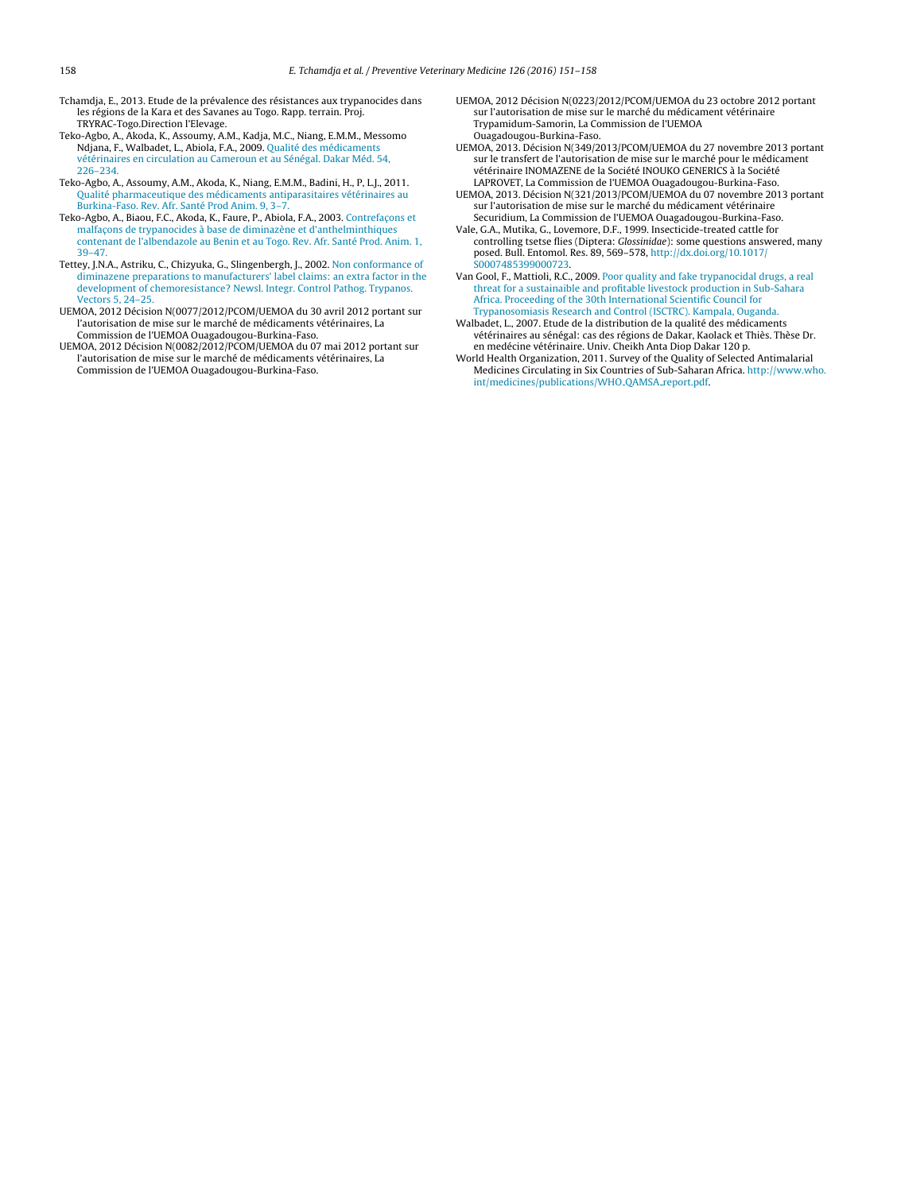Tchamdja, E., 2013. Etude de la prévalence des résistances aux trypanocides dans les régions de la Kara et des Savanes au Togo. Rapp. terrain. Proj. TRYRAC-Togo.Direction l'Elevage.

Teko-Agbo, A., Akoda, K., Assoumy, A.M., Kadja, M.C., Niang, E.M.M., Messomo Ndjana, F., Walbadet, L., Abiola, F.A., 2009. Qualité des médicaments vétérinaires en circulation au Cameroun et au Sénégal. Dakar Méd. 54, 226–234.

Teko-Agbo, A., Assoumy, A.M., Akoda, K., Niang, E.M.M., Badini, H., P, L.J., 2011. Qualité pharmaceutique des médicaments antiparasitaires vétérinaires au Burkina-Faso. Rev. Afr. Santé Prod Anim. 9, 3–7.

Teko-Agbo, A., Biaou, F.C., Akoda, K., Faure, P., Abiola, F.A., 2003. Contrefaçons et malfaçons de trypanocides à base de diminazène et d'anthelminthiques contenant de l'albendazole au Benin et au Togo. Rev. Afr. Santé Prod. Anim. 1, 39–47.

Tettey, J.N.A., Astriku, C., Chizyuka, G., Slingenbergh, J., 2002. Non conformance of diminazene preparations to manufacturers' label claims: an extra factor in the development of chemoresistance? Newsl. Integr. Control Pathog. Trypanos. Vectors 5, 24–25.

UEMOA, 2012 Décision N(0077/2012/PCOM/UEMOA du 30 avril 2012 portant sur l'autorisation de mise sur le marché de médicaments vétérinaires, La Commission de l'UEMOA Ouagadougou-Burkina-Faso.

UEMOA, 2012 Décision N(0082/2012/PCOM/UEMOA du 07 mai 2012 portant sur l'autorisation de mise sur le marché de médicaments vétérinaires, La Commission de l'UEMOA Ouagadougou-Burkina-Faso.

UEMOA, 2012 Décision N(0223/2012/PCOM/UEMOA du 23 octobre 2012 portant sur l'autorisation de mise sur le marché du médicament vétérinaire Trypamidum-Samorin, La Commission de l'UEMOA Ouagadougou-Burkina-Faso.

UEMOA, 2013. Décision N(349/2013/PCOM/UEMOA du 27 novembre 2013 portant sur le transfert de l'autorisation de mise sur le marché pour le médicament vétérinaire INOMAZENE de la Société INOUKO GENERICS à la Société LAPROVET, La Commission de l'UEMOA Ouagadougou-Burkina-Faso.

UEMOA, 2013. Décision N(321/2013/PCOM/UEMOA du 07 novembre 2013 portant sur l'autorisation de mise sur le marché du médicament vétérinaire Securidium, La Commission de l'UEMOA Ouagadougou-Burkina-Faso.

Vale, G.A., Mutika, G., Lovemore, D.F., 1999. Insecticide-treated cattle for controlling tsetse flies (Diptera: *Glossinidae*): some questions answered, many posed. Bull. Entomol. Res. 89, 569–578, http://dx.doi.org/10.1017/S0007485399000723.

Van Gool, F., Mattioli, R.C., 2009. Poor quality and fake trypanocidal drugs, a real threat for a sustainaible and profitable livestock production in Sub-Sahara Africa. Proceeding of the 30th International Scientific Council for Trypanosomiasis Research and Control (ISCTRC). Kampala, Ouganda.

Walbadet, L., 2007. Etude de la distribution de la qualité des médicaments vétérinaires au sénégal: cas des régions de Dakar, Kaolack et Thiès. Thèse Dr. en medécine vétérinaire. Univ. Cheikh Anta Diop Dakar 120 p.

World Health Organization, 2011. Survey of the Quality of Selected Antimalarial Medicines Circulating in Six Countries of Sub-Saharan Africa. http://www.who.int/medicines/publications/WHO_QAMSA_report.pdf.